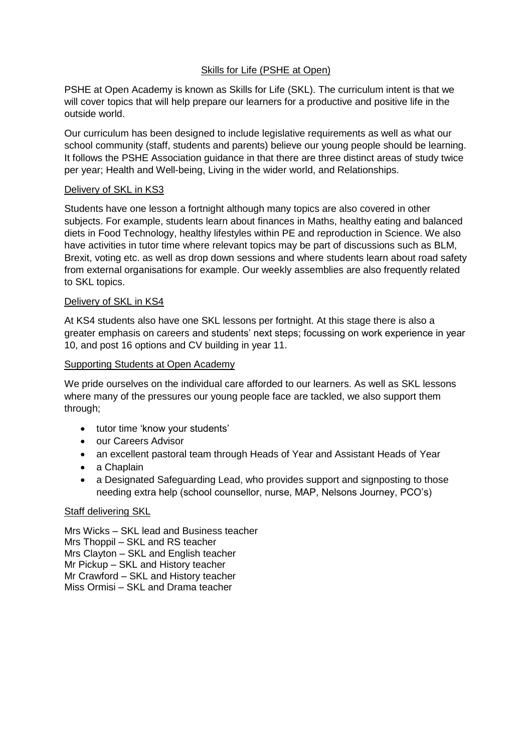# Skills for Life (PSHE at Open)

PSHE at Open Academy is known as Skills for Life (SKL). The curriculum intent is that we will cover topics that will help prepare our learners for a productive and positive life in the outside world.

Our curriculum has been designed to include legislative requirements as well as what our school community (staff, students and parents) believe our young people should be learning. It follows the PSHE Association guidance in that there are three distinct areas of study twice per year; Health and Well-being, Living in the wider world, and Relationships.

## Delivery of SKL in KS3

Students have one lesson a fortnight although many topics are also covered in other subjects. For example, students learn about finances in Maths, healthy eating and balanced diets in Food Technology, healthy lifestyles within PE and reproduction in Science. We also have activities in tutor time where relevant topics may be part of discussions such as BLM, Brexit, voting etc. as well as drop down sessions and where students learn about road safety from external organisations for example. Our weekly assemblies are also frequently related to SKL topics.

## Delivery of SKL in KS4

At KS4 students also have one SKL lessons per fortnight. At this stage there is also a greater emphasis on careers and students' next steps; focussing on work experience in year 10, and post 16 options and CV building in year 11.

## Supporting Students at Open Academy

We pride ourselves on the individual care afforded to our learners. As well as SKL lessons where many of the pressures our young people face are tackled, we also support them through;

- tutor time 'know your students'
- our Careers Advisor
- an excellent pastoral team through Heads of Year and Assistant Heads of Year
- a Chaplain
- a Designated Safeguarding Lead, who provides support and signposting to those needing extra help (school counsellor, nurse, MAP, Nelsons Journey, PCO's)

## Staff delivering SKL

Mrs Wicks – SKL lead and Business teacher
Mrs Thoppil – SKL and RS teacher
Mrs Clayton – SKL and English teacher
Mr Pickup – SKL and History teacher
Mr Crawford – SKL and History teacher
Miss Ormisi – SKL and Drama teacher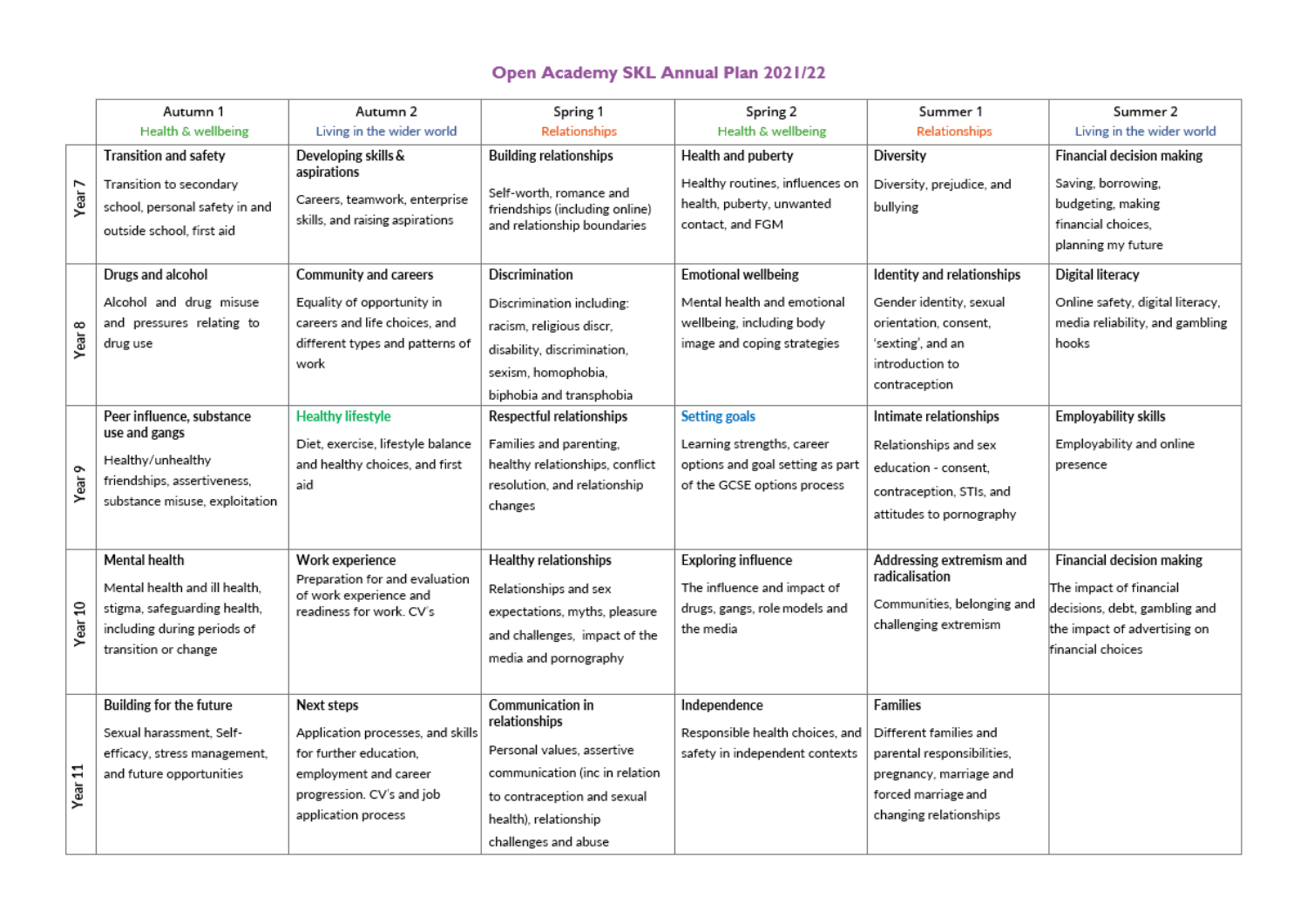# Open Academy SKL Annual Plan 2021/22

| | Autumn 1<br>Health & wellbeing | Autumn 2<br>Living in the wider world | Spring 1<br>Relationships | Spring 2<br>Health & wellbeing | Summer 1<br>Relationships | Summer 2<br>Living in the wider world |
|---|---|---|---|---|---|---|
| Year 7 | **Transition and safety**<br>Transition to secondary school, personal safety in and outside school, first aid | **Developing skills & aspirations**<br>Careers, teamwork, enterprise skills, and raising aspirations | **Building relationships**<br>Self-worth, romance and friendships (including online) and relationship boundaries | **Health and puberty**<br>Healthy routines, influences on health, puberty, unwanted contact, and FGM | **Diversity**<br>Diversity, prejudice, and bullying | **Financial decision making**<br>Saving, borrowing, budgeting, making financial choices, planning my future |
| Year 8 | **Drugs and alcohol**<br>Alcohol and drug misuse and pressures relating to drug use | **Community and careers**<br>Equality of opportunity in careers and life choices, and different types and patterns of work | **Discrimination**<br>Discrimination including: racism, religious discr, disability, discrimination, sexism, homophobia, biphobia and transphobia | **Emotional wellbeing**<br>Mental health and emotional wellbeing, including body image and coping strategies | **Identity and relationships**<br>Gender identity, sexual orientation, consent, 'sexting', and an introduction to contraception | **Digital literacy**<br>Online safety, digital literacy, media reliability, and gambling hooks |
| Year 9 | **Peer influence, substance use and gangs**<br>Healthy/unhealthy friendships, assertiveness, substance misuse, exploitation | **Healthy lifestyle**<br>Diet, exercise, lifestyle balance and healthy choices, and first aid | **Respectful relationships**<br>Families and parenting, healthy relationships, conflict resolution, and relationship changes | **Setting goals**<br>Learning strengths, career options and goal setting as part of the GCSE options process | **Intimate relationships**<br>Relationships and sex education - consent, contraception, STIs, and attitudes to pornography | **Employability skills**<br>Employability and online presence |
| Year 10 | **Mental health**<br>Mental health and ill health, stigma, safeguarding health, including during periods of transition or change | **Work experience**<br>Preparation for and evaluation of work experience and readiness for work. CV's | **Healthy relationships**<br>Relationships and sex expectations, myths, pleasure and challenges, impact of the media and pornography | **Exploring influence**<br>The influence and impact of drugs, gangs, role models and the media | **Addressing extremism and radicalisation**<br>Communities, belonging and challenging extremism | **Financial decision making**<br>The impact of financial decisions, debt, gambling and the impact of advertising on financial choices |
| Year 11 | **Building for the future**<br>Sexual harassment, Self-efficacy, stress management, and future opportunities | **Next steps**<br>Application processes, and skills for further education, employment and career progression. CV's and job application process | **Communication in relationships**<br>Personal values, assertive communication (inc in relation to contraception and sexual health), relationship challenges and abuse | **Independence**<br>Responsible health choices, and safety in independent contexts | **Families**<br>Different families and parental responsibilities, pregnancy, marriage and forced marriage and changing relationships | |